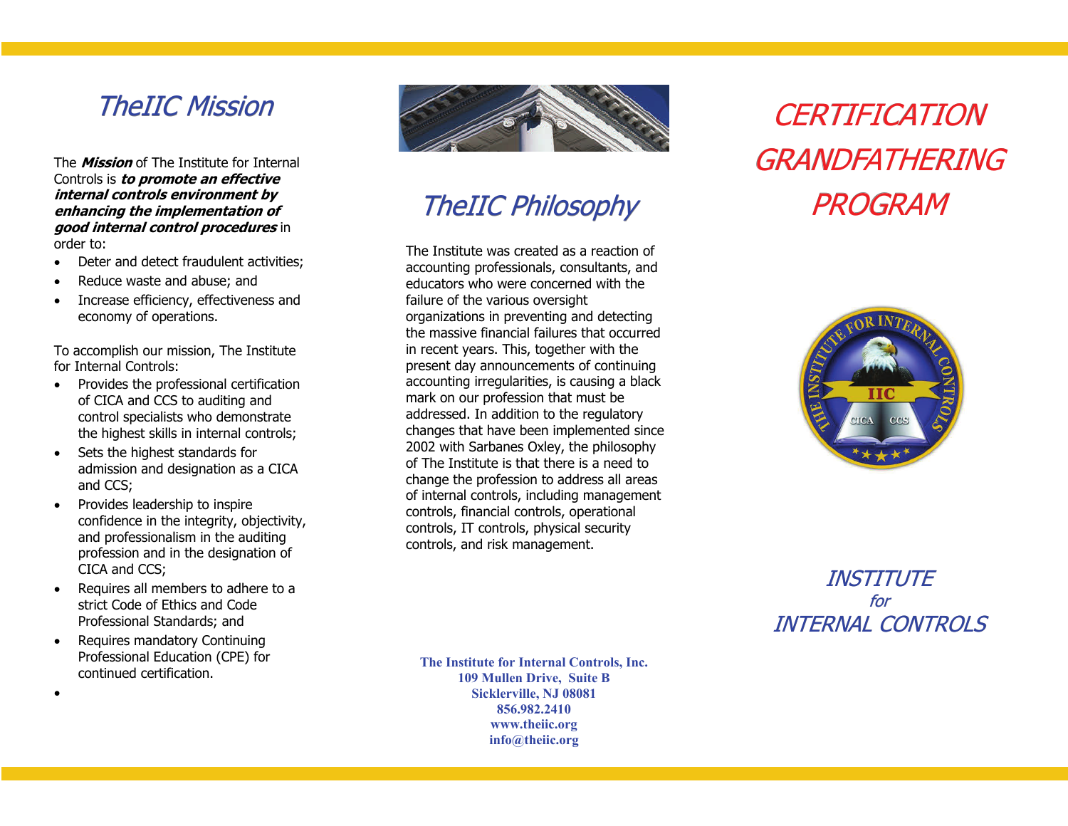# TheIIC Mission

The ***Mission*** of The Institute for Internal Controls is ***to promote an effective internal controls environment by enhancing the implementation of good internal control procedures*** in order to:

- Deter and detect fraudulent activities;
- Reduce waste and abuse; and
- Increase efficiency, effectiveness and economy of operations.

To accomplish our mission, The Institute for Internal Controls:

- Provides the professional certification of CICA and CCS to auditing and control specialists who demonstrate the highest skills in internal controls;
- Sets the highest standards for admission and designation as a CICA and CCS;
- Provides leadership to inspire confidence in the integrity, objectivity, and professionalism in the auditing profession and in the designation of CICA and CCS;
- Requires all members to adhere to a strict Code of Ethics and Code Professional Standards; and
- Requires mandatory Continuing Professional Education (CPE) for continued certification.

# TheIIC Philosophy

The Institute was created as a reaction of accounting professionals, consultants, and educators who were concerned with the failure of the various oversight organizations in preventing and detecting the massive financial failures that occurred in recent years. This, together with the present day announcements of continuing accounting irregularities, is causing a black mark on our profession that must be addressed. In addition to the regulatory changes that have been implemented since 2002 with Sarbanes Oxley, the philosophy of The Institute is that there is a need to change the profession to address all areas of internal controls, including management controls, financial controls, operational controls, IT controls, physical security controls, and risk management.

**The Institute for Internal Controls, Inc.**
**109 Mullen Drive, Suite B**
**Sicklerville, NJ 08081**
**856.982.2410**
**www.theiic.org**
**info@theiic.org**

# CERTIFICATION GRANDFATHERING PROGRAM

*INSTITUTE*
*for*
*INTERNAL CONTROLS*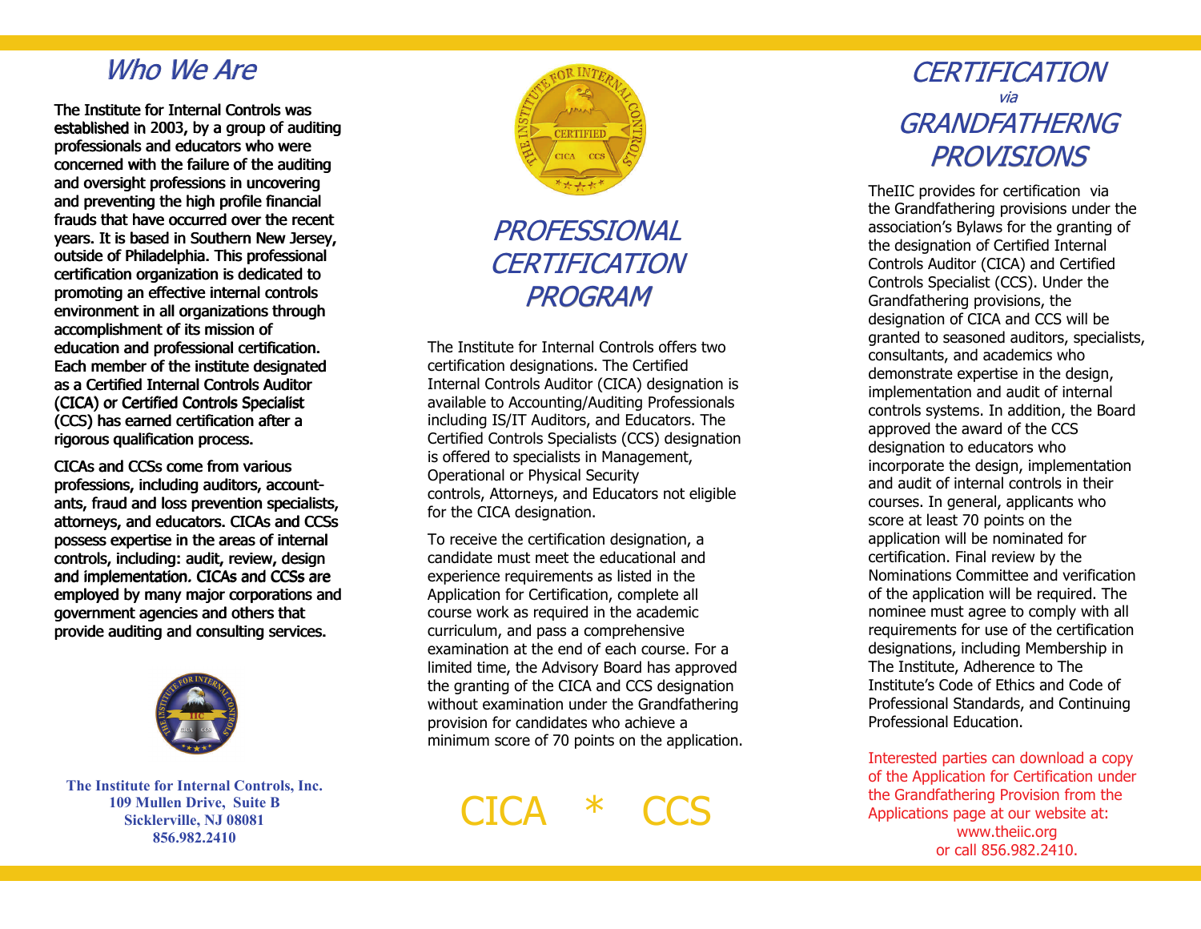# Who We Are

The Institute for Internal Controls was established in 2003, by a group of auditing professionals and educators who were concerned with the failure of the auditing and oversight professions in uncovering and preventing the high profile financial frauds that have occurred over the recent years. It is based in Southern New Jersey, outside of Philadelphia. This professional certification organization is dedicated to promoting an effective internal controls environment in all organizations through accomplishment of its mission of education and professional certification. Each member of the institute designated as a Certified Internal Controls Auditor (CICA) or Certified Controls Specialist (CCS) has earned certification after a rigorous qualification process.

CICAs and CCSs come from various professions, including auditors, accountants, fraud and loss prevention specialists, attorneys, and educators. CICAs and CCSs possess expertise in the areas of internal controls, including: audit, review, design and implementation. CICAs and CCSs are employed by many major corporations and government agencies and others that provide auditing and consulting services.

**The Institute for Internal Controls, Inc.**
**109 Mullen Drive, Suite B**
**Sicklerville, NJ 08081**
**856.982.2410**

# PROFESSIONAL CERTIFICATION PROGRAM

The Institute for Internal Controls offers two certification designations. The Certified Internal Controls Auditor (CICA) designation is available to Accounting/Auditing Professionals including IS/IT Auditors, and Educators. The Certified Controls Specialists (CCS) designation is offered to specialists in Management, Operational or Physical Security controls, Attorneys, and Educators not eligible for the CICA designation.

To receive the certification designation, a candidate must meet the educational and experience requirements as listed in the Application for Certification, complete all course work as required in the academic curriculum, and pass a comprehensive examination at the end of each course. For a limited time, the Advisory Board has approved the granting of the CICA and CCS designation without examination under the Grandfathering provision for candidates who achieve a minimum score of 70 points on the application.

CICA * CCS

# CERTIFICATION *via* GRANDFATHERNG PROVISIONS

TheIIC provides for certification via the Grandfathering provisions under the association's Bylaws for the granting of the designation of Certified Internal Controls Auditor (CICA) and Certified Controls Specialist (CCS). Under the Grandfathering provisions, the designation of CICA and CCS will be granted to seasoned auditors, specialists, consultants, and academics who demonstrate expertise in the design, implementation and audit of internal controls systems. In addition, the Board approved the award of the CCS designation to educators who incorporate the design, implementation and audit of internal controls in their courses. In general, applicants who score at least 70 points on the application will be nominated for certification. Final review by the Nominations Committee and verification of the application will be required. The nominee must agree to comply with all requirements for use of the certification designations, including Membership in The Institute, Adherence to The Institute's Code of Ethics and Code of Professional Standards, and Continuing Professional Education.

Interested parties can download a copy of the Application for Certification under the Grandfathering Provision from the Applications page at our website at: www.theiic.org or call 856.982.2410.